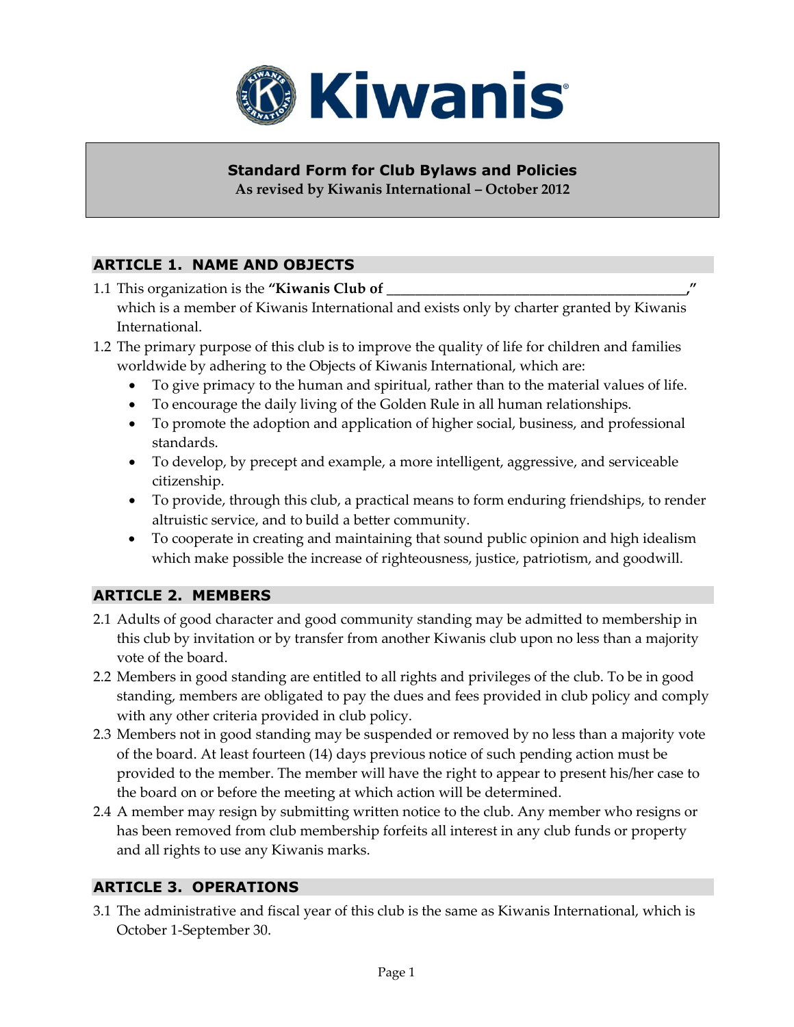# Standard Form for Club Bylaws and Policies

**As revised by Kiwanis International – October 2012**

## ARTICLE 1. NAME AND OBJECTS

1.1 This organization is the **"Kiwanis Club of ________________________________________,"** which is a member of Kiwanis International and exists only by charter granted by Kiwanis International.

1.2 The primary purpose of this club is to improve the quality of life for children and families worldwide by adhering to the Objects of Kiwanis International, which are:

- To give primacy to the human and spiritual, rather than to the material values of life.
- To encourage the daily living of the Golden Rule in all human relationships.
- To promote the adoption and application of higher social, business, and professional standards.
- To develop, by precept and example, a more intelligent, aggressive, and serviceable citizenship.
- To provide, through this club, a practical means to form enduring friendships, to render altruistic service, and to build a better community.
- To cooperate in creating and maintaining that sound public opinion and high idealism which make possible the increase of righteousness, justice, patriotism, and goodwill.

## ARTICLE 2. MEMBERS

2.1 Adults of good character and good community standing may be admitted to membership in this club by invitation or by transfer from another Kiwanis club upon no less than a majority vote of the board.

2.2 Members in good standing are entitled to all rights and privileges of the club. To be in good standing, members are obligated to pay the dues and fees provided in club policy and comply with any other criteria provided in club policy.

2.3 Members not in good standing may be suspended or removed by no less than a majority vote of the board. At least fourteen (14) days previous notice of such pending action must be provided to the member. The member will have the right to appear to present his/her case to the board on or before the meeting at which action will be determined.

2.4 A member may resign by submitting written notice to the club. Any member who resigns or has been removed from club membership forfeits all interest in any club funds or property and all rights to use any Kiwanis marks.

## ARTICLE 3. OPERATIONS

3.1 The administrative and fiscal year of this club is the same as Kiwanis International, which is October 1-September 30.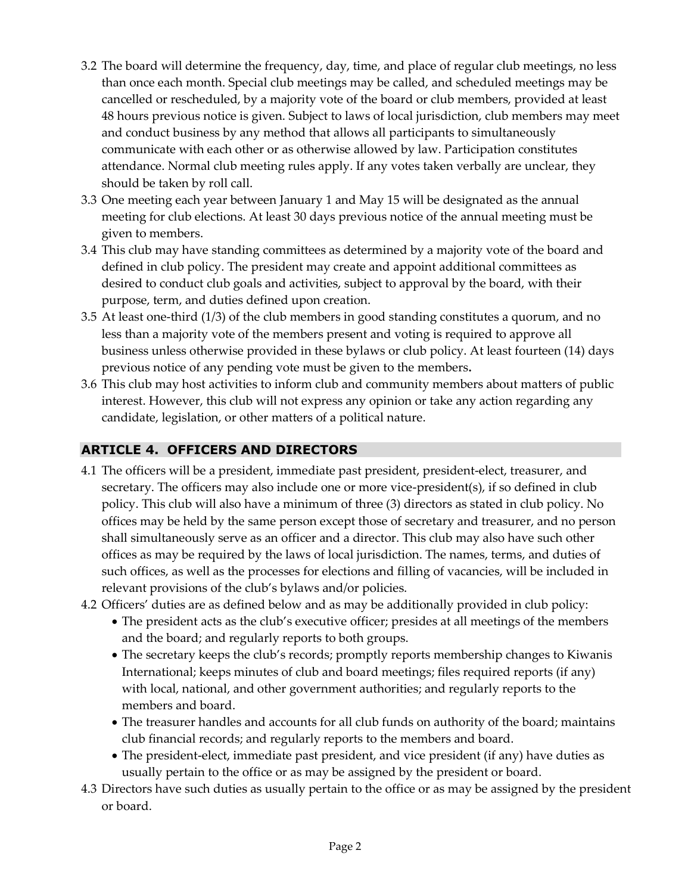3.2 The board will determine the frequency, day, time, and place of regular club meetings, no less than once each month. Special club meetings may be called, and scheduled meetings may be cancelled or rescheduled, by a majority vote of the board or club members, provided at least 48 hours previous notice is given. Subject to laws of local jurisdiction, club members may meet and conduct business by any method that allows all participants to simultaneously communicate with each other or as otherwise allowed by law. Participation constitutes attendance. Normal club meeting rules apply. If any votes taken verbally are unclear, they should be taken by roll call.

3.3 One meeting each year between January 1 and May 15 will be designated as the annual meeting for club elections. At least 30 days previous notice of the annual meeting must be given to members.

3.4 This club may have standing committees as determined by a majority vote of the board and defined in club policy. The president may create and appoint additional committees as desired to conduct club goals and activities, subject to approval by the board, with their purpose, term, and duties defined upon creation.

3.5 At least one-third (1/3) of the club members in good standing constitutes a quorum, and no less than a majority vote of the members present and voting is required to approve all business unless otherwise provided in these bylaws or club policy. At least fourteen (14) days previous notice of any pending vote must be given to the members**.**

3.6 This club may host activities to inform club and community members about matters of public interest. However, this club will not express any opinion or take any action regarding any candidate, legislation, or other matters of a political nature.

## ARTICLE 4. OFFICERS AND DIRECTORS

4.1 The officers will be a president, immediate past president, president-elect, treasurer, and secretary. The officers may also include one or more vice-president(s), if so defined in club policy. This club will also have a minimum of three (3) directors as stated in club policy. No offices may be held by the same person except those of secretary and treasurer, and no person shall simultaneously serve as an officer and a director. This club may also have such other offices as may be required by the laws of local jurisdiction. The names, terms, and duties of such offices, as well as the processes for elections and filling of vacancies, will be included in relevant provisions of the club's bylaws and/or policies.

4.2 Officers' duties are as defined below and as may be additionally provided in club policy:
- The president acts as the club's executive officer; presides at all meetings of the members and the board; and regularly reports to both groups.
- The secretary keeps the club's records; promptly reports membership changes to Kiwanis International; keeps minutes of club and board meetings; files required reports (if any) with local, national, and other government authorities; and regularly reports to the members and board.
- The treasurer handles and accounts for all club funds on authority of the board; maintains club financial records; and regularly reports to the members and board.
- The president-elect, immediate past president, and vice president (if any) have duties as usually pertain to the office or as may be assigned by the president or board.

4.3 Directors have such duties as usually pertain to the office or as may be assigned by the president or board.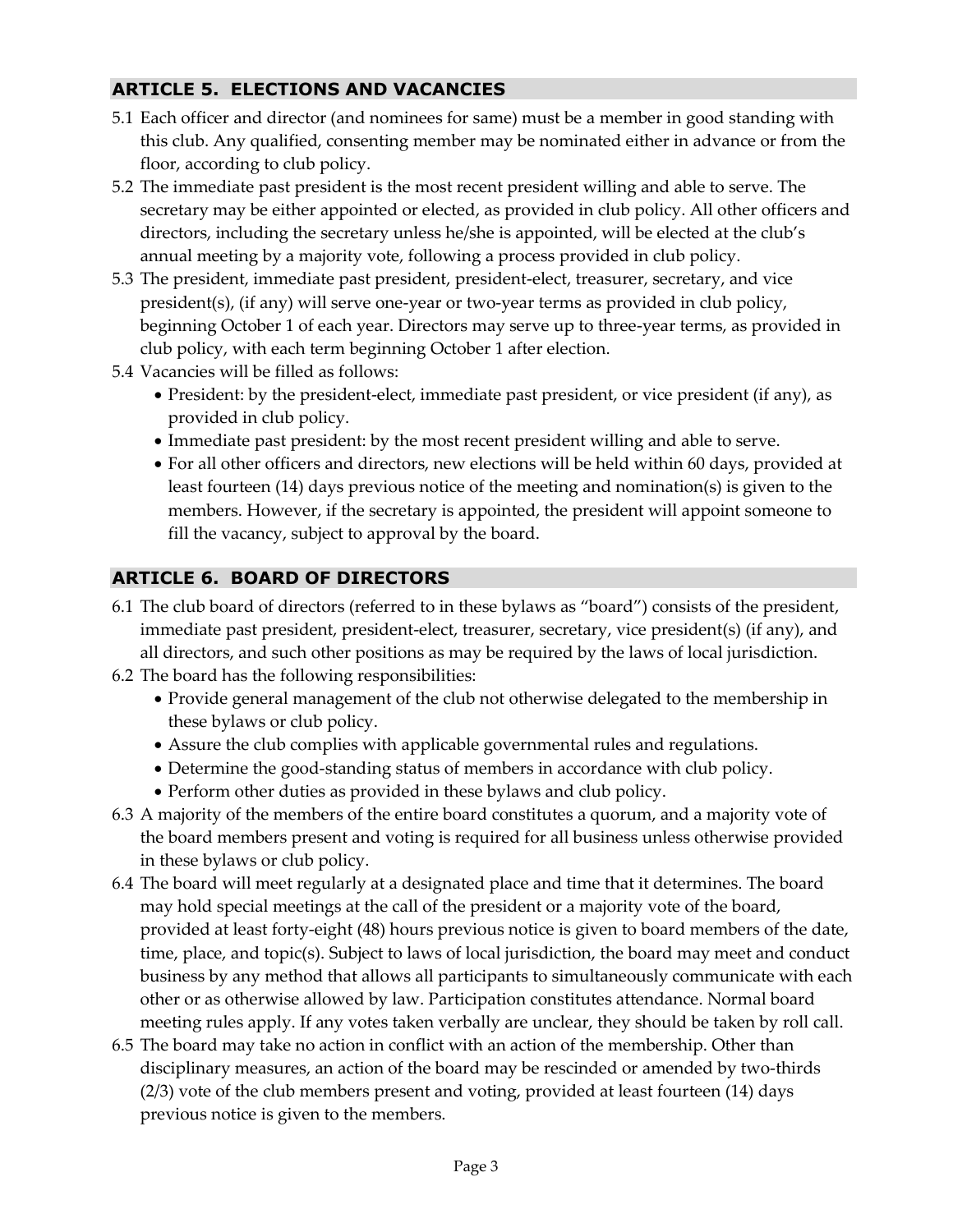## ARTICLE 5. ELECTIONS AND VACANCIES

5.1 Each officer and director (and nominees for same) must be a member in good standing with this club. Any qualified, consenting member may be nominated either in advance or from the floor, according to club policy.

5.2 The immediate past president is the most recent president willing and able to serve. The secretary may be either appointed or elected, as provided in club policy. All other officers and directors, including the secretary unless he/she is appointed, will be elected at the club's annual meeting by a majority vote, following a process provided in club policy.

5.3 The president, immediate past president, president-elect, treasurer, secretary, and vice president(s), (if any) will serve one-year or two-year terms as provided in club policy, beginning October 1 of each year. Directors may serve up to three-year terms, as provided in club policy, with each term beginning October 1 after election.

5.4 Vacancies will be filled as follows:

- President: by the president-elect, immediate past president, or vice president (if any), as provided in club policy.
- Immediate past president: by the most recent president willing and able to serve.
- For all other officers and directors, new elections will be held within 60 days, provided at least fourteen (14) days previous notice of the meeting and nomination(s) is given to the members. However, if the secretary is appointed, the president will appoint someone to fill the vacancy, subject to approval by the board.

## ARTICLE 6. BOARD OF DIRECTORS

6.1 The club board of directors (referred to in these bylaws as "board") consists of the president, immediate past president, president-elect, treasurer, secretary, vice president(s) (if any), and all directors, and such other positions as may be required by the laws of local jurisdiction.

6.2 The board has the following responsibilities:

- Provide general management of the club not otherwise delegated to the membership in these bylaws or club policy.
- Assure the club complies with applicable governmental rules and regulations.
- Determine the good-standing status of members in accordance with club policy.
- Perform other duties as provided in these bylaws and club policy.

6.3 A majority of the members of the entire board constitutes a quorum, and a majority vote of the board members present and voting is required for all business unless otherwise provided in these bylaws or club policy.

6.4 The board will meet regularly at a designated place and time that it determines. The board may hold special meetings at the call of the president or a majority vote of the board, provided at least forty-eight (48) hours previous notice is given to board members of the date, time, place, and topic(s). Subject to laws of local jurisdiction, the board may meet and conduct business by any method that allows all participants to simultaneously communicate with each other or as otherwise allowed by law. Participation constitutes attendance. Normal board meeting rules apply. If any votes taken verbally are unclear, they should be taken by roll call.

6.5 The board may take no action in conflict with an action of the membership. Other than disciplinary measures, an action of the board may be rescinded or amended by two-thirds (2/3) vote of the club members present and voting, provided at least fourteen (14) days previous notice is given to the members.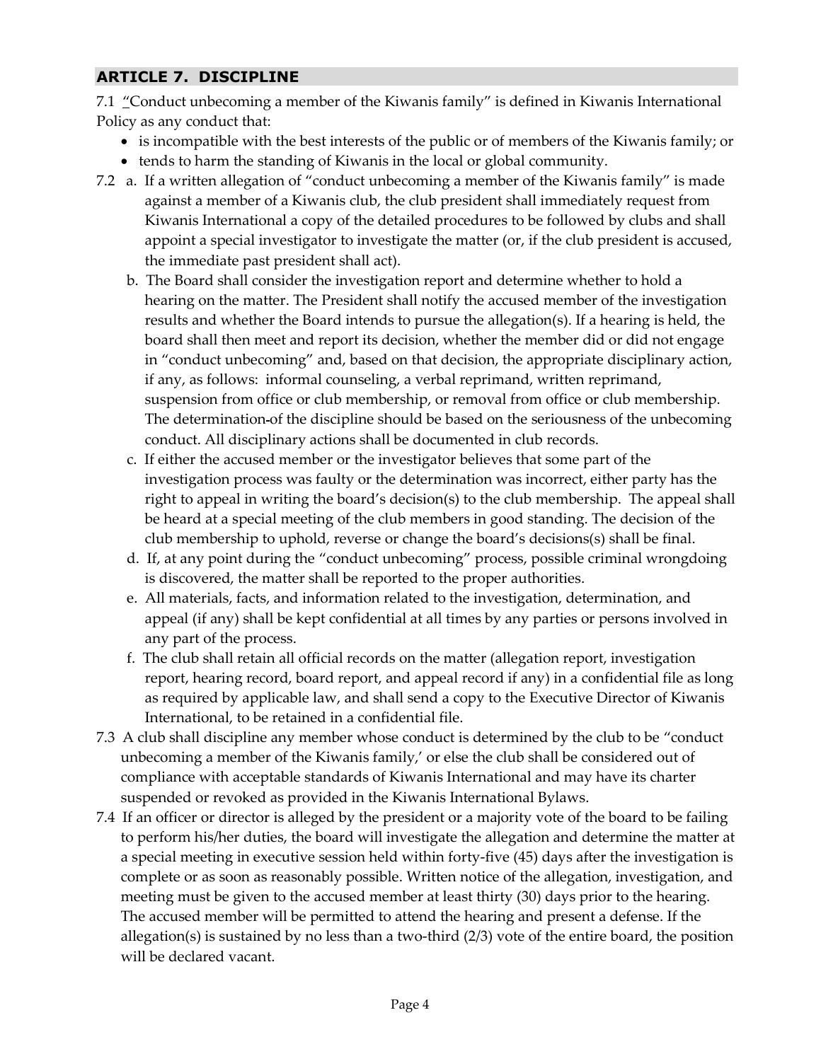## ARTICLE 7. DISCIPLINE

7.1 "Conduct unbecoming a member of the Kiwanis family" is defined in Kiwanis International Policy as any conduct that:

- is incompatible with the best interests of the public or of members of the Kiwanis family; or
- tends to harm the standing of Kiwanis in the local or global community.

7.2 a. If a written allegation of "conduct unbecoming a member of the Kiwanis family" is made against a member of a Kiwanis club, the club president shall immediately request from Kiwanis International a copy of the detailed procedures to be followed by clubs and shall appoint a special investigator to investigate the matter (or, if the club president is accused, the immediate past president shall act).

b. The Board shall consider the investigation report and determine whether to hold a hearing on the matter. The President shall notify the accused member of the investigation results and whether the Board intends to pursue the allegation(s). If a hearing is held, the board shall then meet and report its decision, whether the member did or did not engage in "conduct unbecoming" and, based on that decision, the appropriate disciplinary action, if any, as follows: informal counseling, a verbal reprimand, written reprimand, suspension from office or club membership, or removal from office or club membership. The determination of the discipline should be based on the seriousness of the unbecoming conduct. All disciplinary actions shall be documented in club records.

c. If either the accused member or the investigator believes that some part of the investigation process was faulty or the determination was incorrect, either party has the right to appeal in writing the board's decision(s) to the club membership. The appeal shall be heard at a special meeting of the club members in good standing. The decision of the club membership to uphold, reverse or change the board's decisions(s) shall be final.

d. If, at any point during the "conduct unbecoming" process, possible criminal wrongdoing is discovered, the matter shall be reported to the proper authorities.

e. All materials, facts, and information related to the investigation, determination, and appeal (if any) shall be kept confidential at all times by any parties or persons involved in any part of the process.

f. The club shall retain all official records on the matter (allegation report, investigation report, hearing record, board report, and appeal record if any) in a confidential file as long as required by applicable law, and shall send a copy to the Executive Director of Kiwanis International, to be retained in a confidential file.

7.3 A club shall discipline any member whose conduct is determined by the club to be "conduct unbecoming a member of the Kiwanis family,' or else the club shall be considered out of compliance with acceptable standards of Kiwanis International and may have its charter suspended or revoked as provided in the Kiwanis International Bylaws.

7.4 If an officer or director is alleged by the president or a majority vote of the board to be failing to perform his/her duties, the board will investigate the allegation and determine the matter at a special meeting in executive session held within forty-five (45) days after the investigation is complete or as soon as reasonably possible. Written notice of the allegation, investigation, and meeting must be given to the accused member at least thirty (30) days prior to the hearing. The accused member will be permitted to attend the hearing and present a defense. If the allegation(s) is sustained by no less than a two-third (2/3) vote of the entire board, the position will be declared vacant.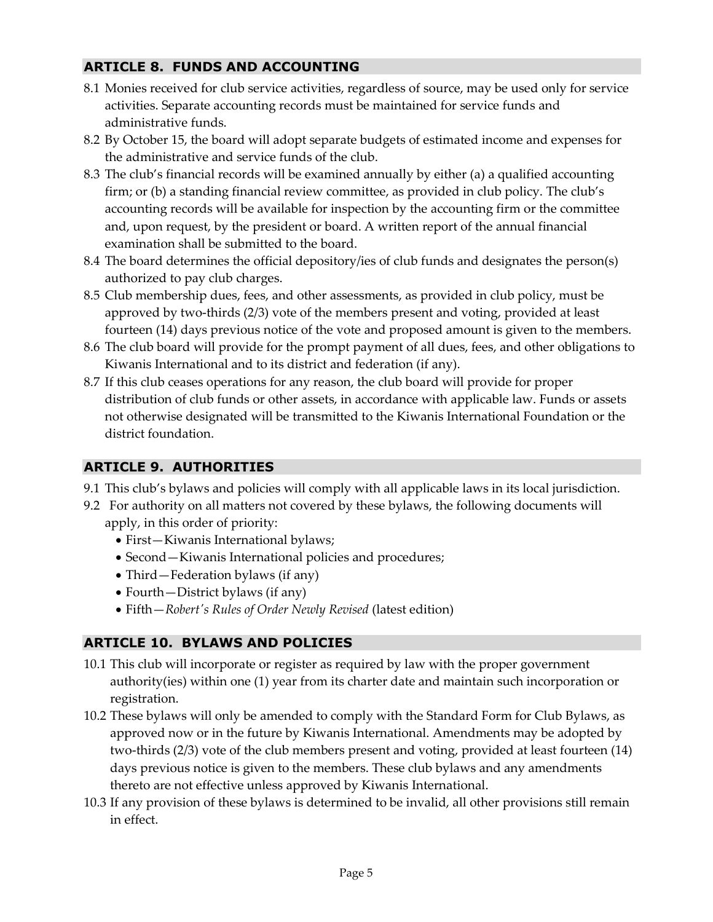## ARTICLE 8. FUNDS AND ACCOUNTING

8.1 Monies received for club service activities, regardless of source, may be used only for service activities. Separate accounting records must be maintained for service funds and administrative funds.

8.2 By October 15, the board will adopt separate budgets of estimated income and expenses for the administrative and service funds of the club.

8.3 The club's financial records will be examined annually by either (a) a qualified accounting firm; or (b) a standing financial review committee, as provided in club policy. The club's accounting records will be available for inspection by the accounting firm or the committee and, upon request, by the president or board. A written report of the annual financial examination shall be submitted to the board.

8.4 The board determines the official depository/ies of club funds and designates the person(s) authorized to pay club charges.

8.5 Club membership dues, fees, and other assessments, as provided in club policy, must be approved by two-thirds (2/3) vote of the members present and voting, provided at least fourteen (14) days previous notice of the vote and proposed amount is given to the members.

8.6 The club board will provide for the prompt payment of all dues, fees, and other obligations to Kiwanis International and to its district and federation (if any).

8.7 If this club ceases operations for any reason, the club board will provide for proper distribution of club funds or other assets, in accordance with applicable law. Funds or assets not otherwise designated will be transmitted to the Kiwanis International Foundation or the district foundation.

## ARTICLE 9. AUTHORITIES

9.1 This club's bylaws and policies will comply with all applicable laws in its local jurisdiction.

9.2 For authority on all matters not covered by these bylaws, the following documents will apply, in this order of priority:

- First—Kiwanis International bylaws;
- Second—Kiwanis International policies and procedures;
- Third—Federation bylaws (if any)
- Fourth—District bylaws (if any)
- Fifth—*Robert's Rules of Order Newly Revised* (latest edition)

## ARTICLE 10. BYLAWS AND POLICIES

10.1 This club will incorporate or register as required by law with the proper government authority(ies) within one (1) year from its charter date and maintain such incorporation or registration.

10.2 These bylaws will only be amended to comply with the Standard Form for Club Bylaws, as approved now or in the future by Kiwanis International. Amendments may be adopted by two-thirds (2/3) vote of the club members present and voting, provided at least fourteen (14) days previous notice is given to the members. These club bylaws and any amendments thereto are not effective unless approved by Kiwanis International.

10.3 If any provision of these bylaws is determined to be invalid, all other provisions still remain in effect.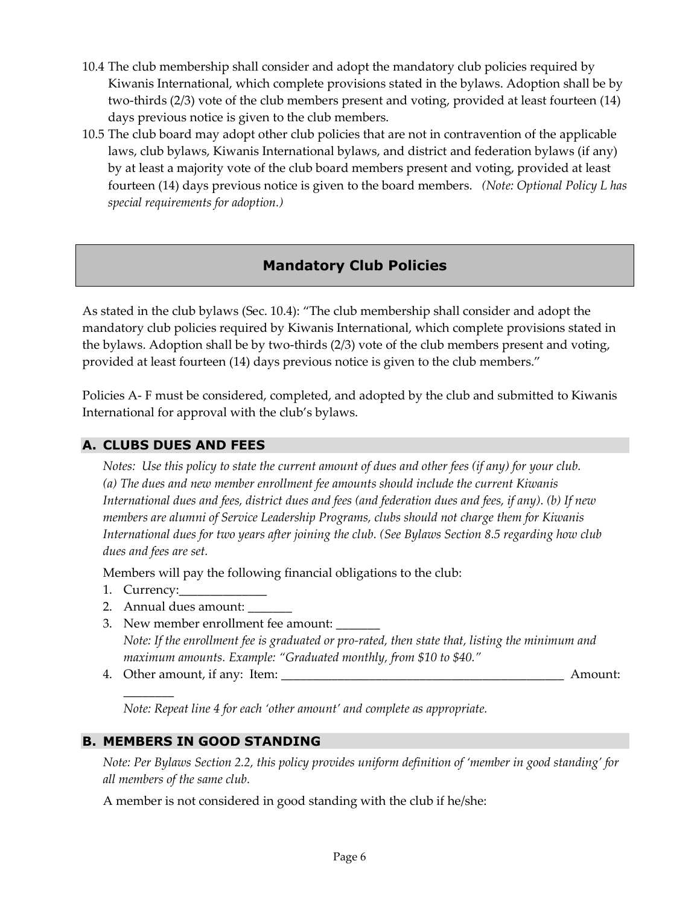10.4 The club membership shall consider and adopt the mandatory club policies required by Kiwanis International, which complete provisions stated in the bylaws. Adoption shall be by two-thirds (2/3) vote of the club members present and voting, provided at least fourteen (14) days previous notice is given to the club members.

10.5 The club board may adopt other club policies that are not in contravention of the applicable laws, club bylaws, Kiwanis International bylaws, and district and federation bylaws (if any) by at least a majority vote of the club board members present and voting, provided at least fourteen (14) days previous notice is given to the board members. *(Note: Optional Policy L has special requirements for adoption.)*

## Mandatory Club Policies

As stated in the club bylaws (Sec. 10.4): "The club membership shall consider and adopt the mandatory club policies required by Kiwanis International, which complete provisions stated in the bylaws. Adoption shall be by two-thirds (2/3) vote of the club members present and voting, provided at least fourteen (14) days previous notice is given to the club members."

Policies A- F must be considered, completed, and adopted by the club and submitted to Kiwanis International for approval with the club's bylaws.

### A. CLUBS DUES AND FEES

*Notes: Use this policy to state the current amount of dues and other fees (if any) for your club. (a) The dues and new member enrollment fee amounts should include the current Kiwanis International dues and fees, district dues and fees (and federation dues and fees, if any). (b) If new members are alumni of Service Leadership Programs, clubs should not charge them for Kiwanis International dues for two years after joining the club. (See Bylaws Section 8.5 regarding how club dues and fees are set.*

Members will pay the following financial obligations to the club:

1. Currency:_____________
2. Annual dues amount: _______
3. New member enrollment fee amount: _______
   *Note: If the enrollment fee is graduated or pro-rated, then state that, listing the minimum and maximum amounts. Example: "Graduated monthly, from $10 to $40."*
4. Other amount, if any: Item: _____________________________________________ Amount: ________
   *Note: Repeat line 4 for each 'other amount' and complete as appropriate.*

### B. MEMBERS IN GOOD STANDING

*Note: Per Bylaws Section 2.2, this policy provides uniform definition of 'member in good standing' for all members of the same club.*

A member is not considered in good standing with the club if he/she: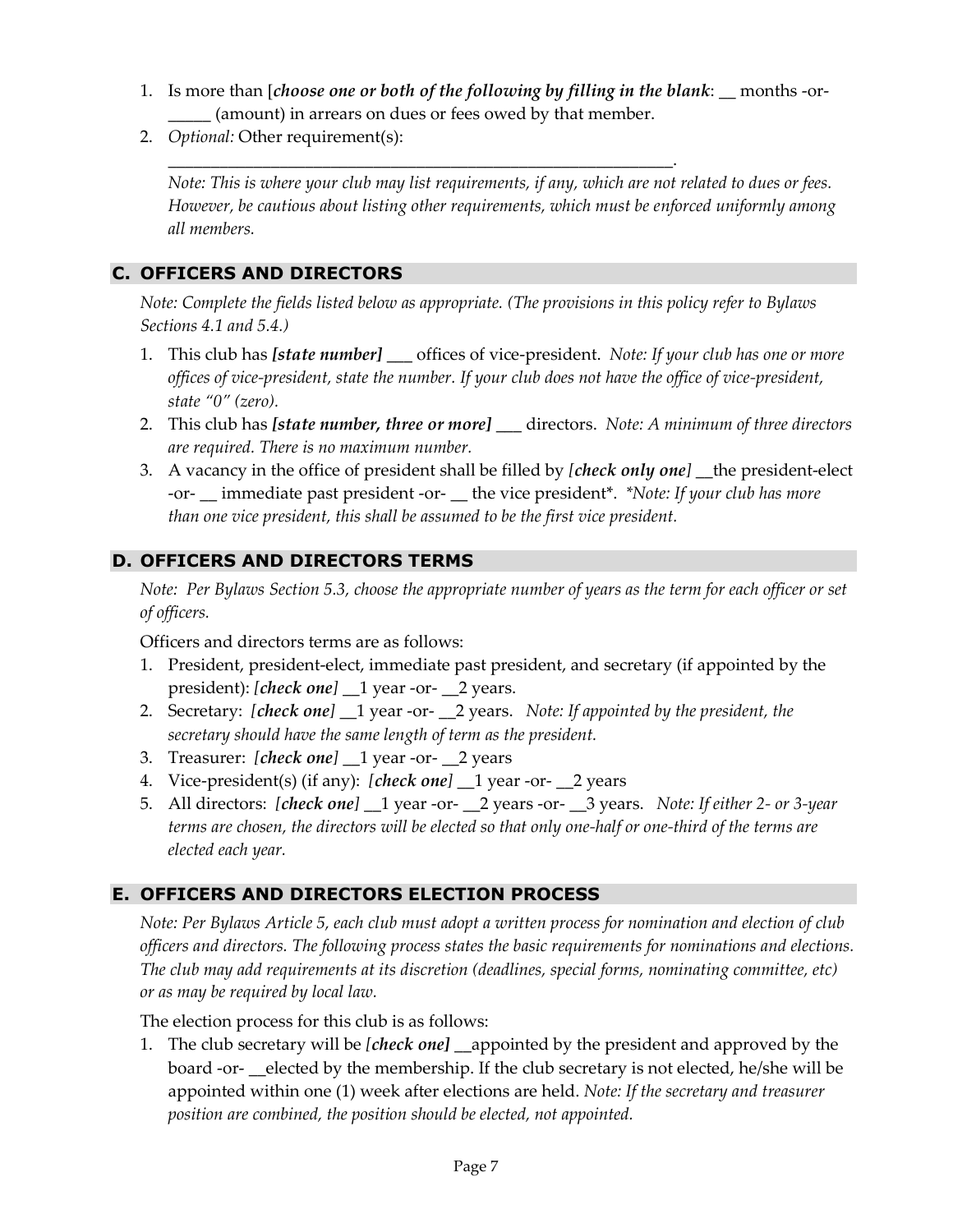1. Is more than [*choose one or both of the following by filling in the blank*: __ months -or- _____ (amount) in arrears on dues or fees owed by that member.
2. *Optional:* Other requirement(s): ___________________________________________________________.
   *Note: This is where your club may list requirements, if any, which are not related to dues or fees. However, be cautious about listing other requirements, which must be enforced uniformly among all members.*

## C. OFFICERS AND DIRECTORS

*Note: Complete the fields listed below as appropriate. (The provisions in this policy refer to Bylaws Sections 4.1 and 5.4.)*

1. This club has ***[state number]*** ___ offices of vice-president. *Note: If your club has one or more offices of vice-president, state the number. If your club does not have the office of vice-president, state "0" (zero).*
2. This club has ***[state number, three or more]*** ___ directors. *Note: A minimum of three directors are required. There is no maximum number.*
3. A vacancy in the office of president shall be filled by *[**check only one**]* __the president-elect -or- __ immediate past president -or- __ the vice president*. *\*Note: If your club has more than one vice president, this shall be assumed to be the first vice president.*

## D. OFFICERS AND DIRECTORS TERMS

*Note: Per Bylaws Section 5.3, choose the appropriate number of years as the term for each officer or set of officers.*

Officers and directors terms are as follows:

1. President, president-elect, immediate past president, and secretary (if appointed by the president): *[**check one**]* __1 year -or- __2 years.
2. Secretary: *[**check one**]* __1 year -or- __2 years. *Note: If appointed by the president, the secretary should have the same length of term as the president.*
3. Treasurer: *[**check one**]* __1 year -or- __2 years
4. Vice-president(s) (if any): *[**check one**]* __1 year -or- __2 years
5. All directors: *[**check one**]* __1 year -or- __2 years -or- __3 years. *Note: If either 2- or 3-year terms are chosen, the directors will be elected so that only one-half or one-third of the terms are elected each year.*

## E. OFFICERS AND DIRECTORS ELECTION PROCESS

*Note: Per Bylaws Article 5, each club must adopt a written process for nomination and election of club officers and directors. The following process states the basic requirements for nominations and elections. The club may add requirements at its discretion (deadlines, special forms, nominating committee, etc) or as may be required by local law.*

The election process for this club is as follows:

1. The club secretary will be *[**check one**]* __appointed by the president and approved by the board -or- __elected by the membership. If the club secretary is not elected, he/she will be appointed within one (1) week after elections are held. *Note: If the secretary and treasurer position are combined, the position should be elected, not appointed.*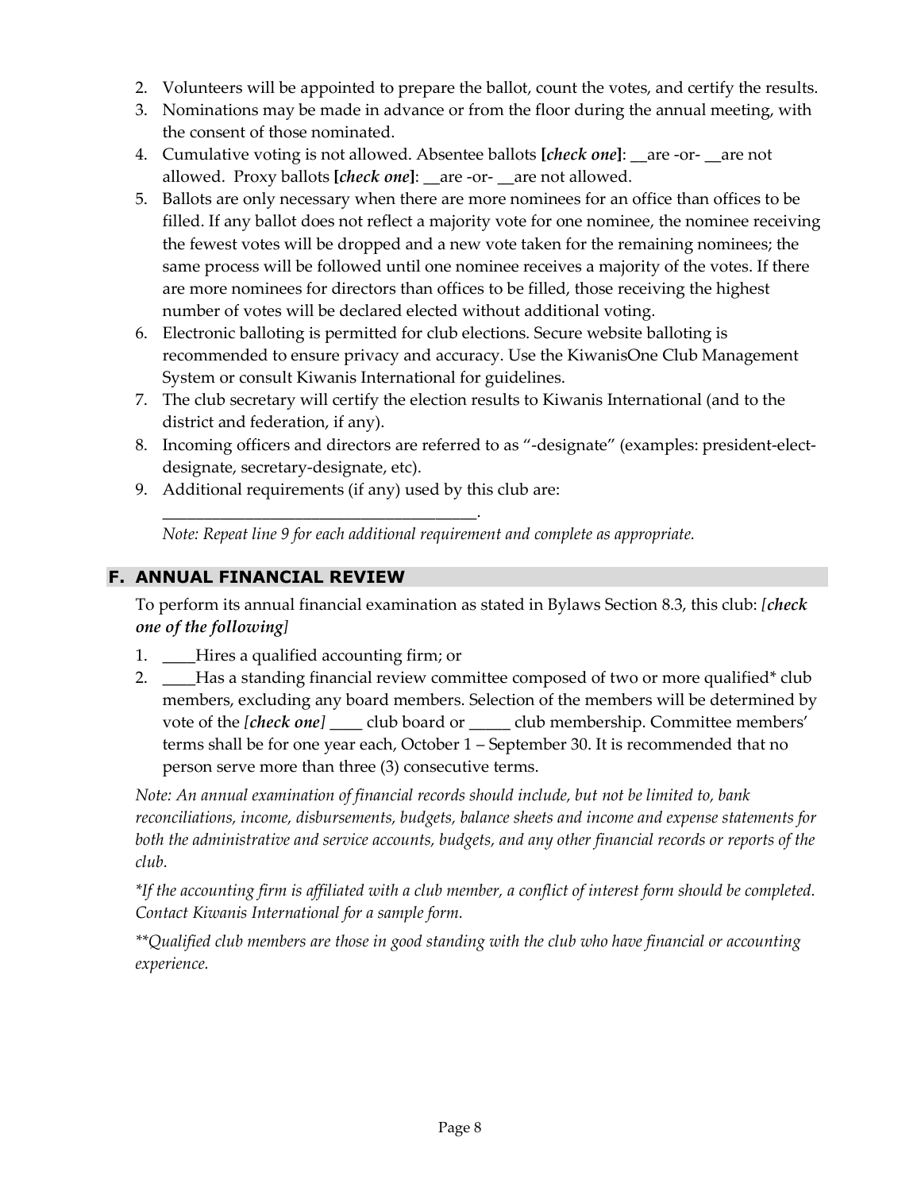2. Volunteers will be appointed to prepare the ballot, count the votes, and certify the results.
3. Nominations may be made in advance or from the floor during the annual meeting, with the consent of those nominated.
4. Cumulative voting is not allowed. Absentee ballots **[*check one*]**: __are -or- __are not allowed. Proxy ballots **[*check one*]**: __are -or- __are not allowed.
5. Ballots are only necessary when there are more nominees for an office than offices to be filled. If any ballot does not reflect a majority vote for one nominee, the nominee receiving the fewest votes will be dropped and a new vote taken for the remaining nominees; the same process will be followed until one nominee receives a majority of the votes. If there are more nominees for directors than offices to be filled, those receiving the highest number of votes will be declared elected without additional voting.
6. Electronic balloting is permitted for club elections. Secure website balloting is recommended to ensure privacy and accuracy. Use the KiwanisOne Club Management System or consult Kiwanis International for guidelines.
7. The club secretary will certify the election results to Kiwanis International (and to the district and federation, if any).
8. Incoming officers and directors are referred to as "-designate" (examples: president-elect-designate, secretary-designate, etc).
9. Additional requirements (if any) used by this club are: ______________________________________.

   *Note: Repeat line 9 for each additional requirement and complete as appropriate.*

## F. ANNUAL FINANCIAL REVIEW

To perform its annual financial examination as stated in Bylaws Section 8.3, this club: *[**check one of the following**]*

1. ____Hires a qualified accounting firm; or
2. ____Has a standing financial review committee composed of two or more qualified* club members, excluding any board members. Selection of the members will be determined by vote of the *[**check one**]* ____ club board or _____ club membership. Committee members' terms shall be for one year each, October 1 – September 30. It is recommended that no person serve more than three (3) consecutive terms.

*Note: An annual examination of financial records should include, but not be limited to, bank reconciliations, income, disbursements, budgets, balance sheets and income and expense statements for both the administrative and service accounts, budgets, and any other financial records or reports of the club.*

**If the accounting firm is affiliated with a club member, a conflict of interest form should be completed. Contact Kiwanis International for a sample form.*

***Qualified club members are those in good standing with the club who have financial or accounting experience.*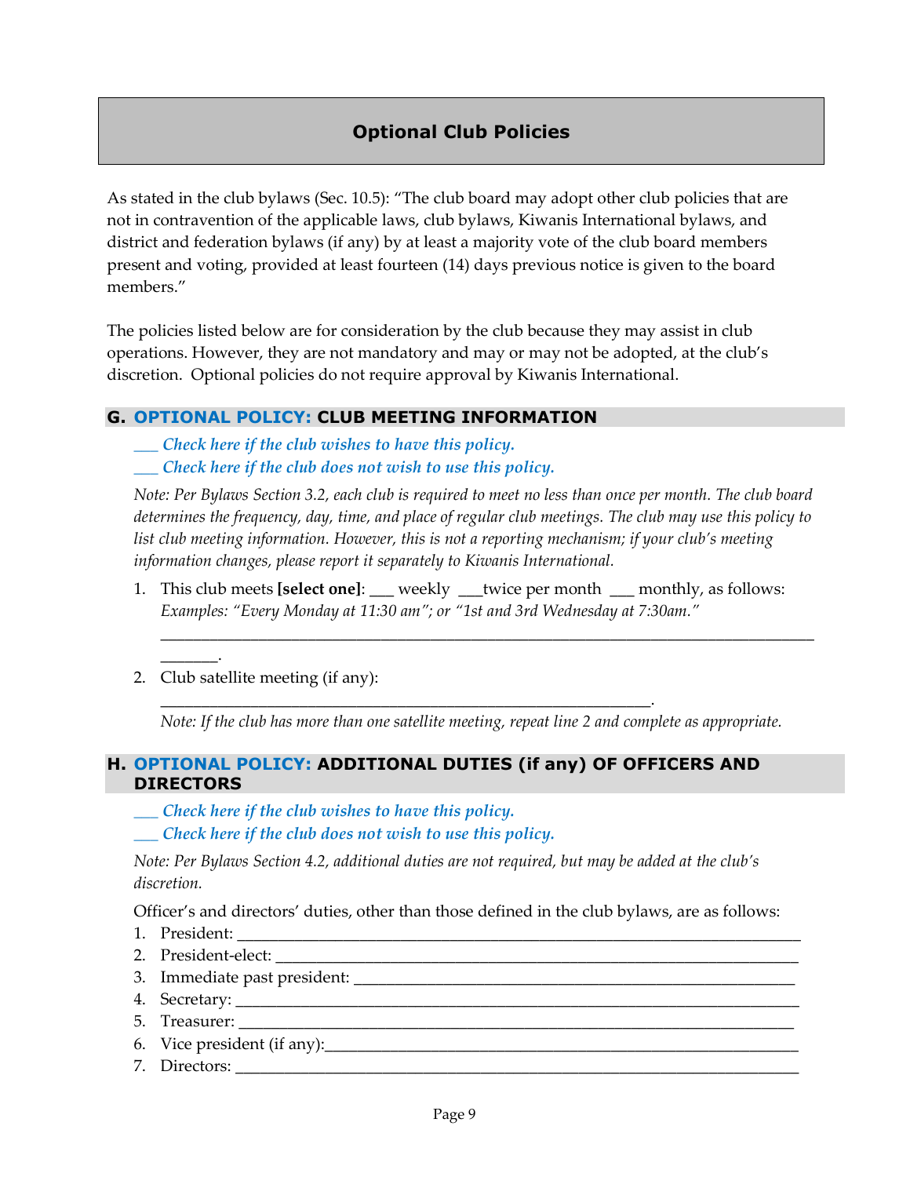# Optional Club Policies

As stated in the club bylaws (Sec. 10.5): "The club board may adopt other club policies that are not in contravention of the applicable laws, club bylaws, Kiwanis International bylaws, and district and federation bylaws (if any) by at least a majority vote of the club board members present and voting, provided at least fourteen (14) days previous notice is given to the board members."

The policies listed below are for consideration by the club because they may assist in club operations. However, they are not mandatory and may or may not be adopted, at the club's discretion. Optional policies do not require approval by Kiwanis International.

## G. OPTIONAL POLICY: CLUB MEETING INFORMATION

*___ Check here if the club wishes to have this policy.*
*___ Check here if the club does not wish to use this policy.*

*Note: Per Bylaws Section 3.2, each club is required to meet no less than once per month. The club board determines the frequency, day, time, and place of regular club meetings. The club may use this policy to list club meeting information. However, this is not a reporting mechanism; if your club's meeting information changes, please report it separately to Kiwanis International.*

1. This club meets **[select one]**: ___ weekly ___twice per month ___ monthly, as follows:
   *Examples: "Every Monday at 11:30 am"; or "1st and 3rd Wednesday at 7:30am."*
   ______________________________________________________________________________________.
2. Club satellite meeting (if any):
   ____________________________________________________________.
   *Note: If the club has more than one satellite meeting, repeat line 2 and complete as appropriate.*

## H. OPTIONAL POLICY: ADDITIONAL DUTIES (if any) OF OFFICERS AND DIRECTORS

*___ Check here if the club wishes to have this policy.*
*___ Check here if the club does not wish to use this policy.*

*Note: Per Bylaws Section 4.2, additional duties are not required, but may be added at the club's discretion.*

Officer's and directors' duties, other than those defined in the club bylaws, are as follows:

1. President: ____________________________________________________________________
2. President-elect: _______________________________________________________________
3. Immediate past president: ______________________________________________________
4. Secretary: ____________________________________________________________________
5. Treasurer: ____________________________________________________________________
6. Vice president (if any):_________________________________________________________
7. Directors: ____________________________________________________________________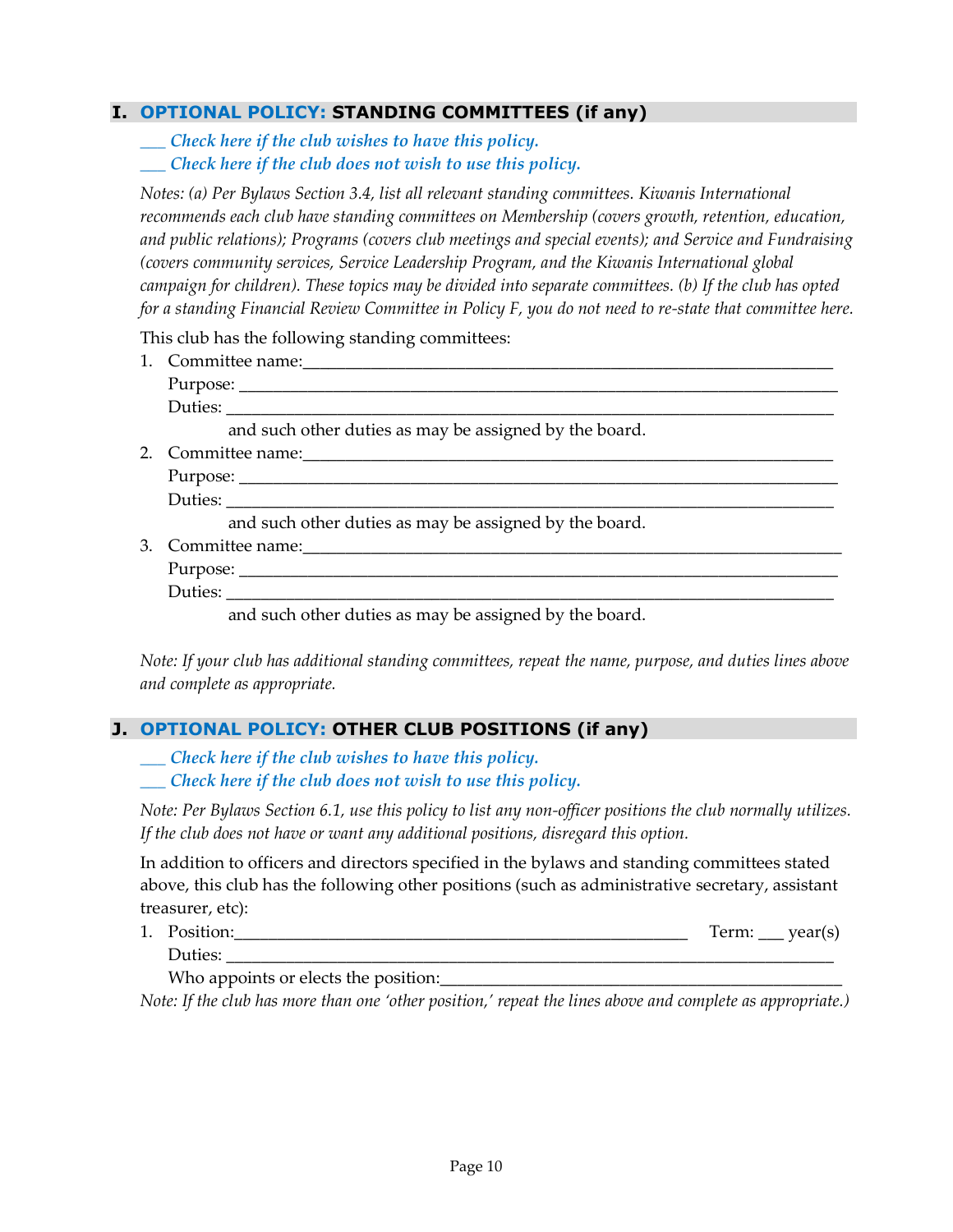## I. OPTIONAL POLICY: STANDING COMMITTEES (if any)

*___ Check here if the club wishes to have this policy.*
*___ Check here if the club does not wish to use this policy.*

*Notes: (a) Per Bylaws Section 3.4, list all relevant standing committees. Kiwanis International recommends each club have standing committees on Membership (covers growth, retention, education, and public relations); Programs (covers club meetings and special events); and Service and Fundraising (covers community services, Service Leadership Program, and the Kiwanis International global campaign for children). These topics may be divided into separate committees. (b) If the club has opted for a standing Financial Review Committee in Policy F, you do not need to re-state that committee here.*

This club has the following standing committees:

1. Committee name:_______________________________________________________________
   Purpose: _______________________________________________________________________
   Duties: ________________________________________________________________________
   and such other duties as may be assigned by the board.
2. Committee name:_______________________________________________________________
   Purpose: _______________________________________________________________________
   Duties: ________________________________________________________________________
   and such other duties as may be assigned by the board.
3. Committee name:_______________________________________________________________
   Purpose: _______________________________________________________________________
   Duties: ________________________________________________________________________
   and such other duties as may be assigned by the board.

*Note: If your club has additional standing committees, repeat the name, purpose, and duties lines above and complete as appropriate.*

## J. OPTIONAL POLICY: OTHER CLUB POSITIONS (if any)

*___ Check here if the club wishes to have this policy.*
*___ Check here if the club does not wish to use this policy.*

*Note: Per Bylaws Section 6.1, use this policy to list any non-officer positions the club normally utilizes. If the club does not have or want any additional positions, disregard this option.*

In addition to officers and directors specified in the bylaws and standing committees stated above, this club has the following other positions (such as administrative secretary, assistant treasurer, etc):

1. Position:_____________________________________________ Term: ___ year(s)
   Duties: ________________________________________________________________________
   Who appoints or elects the position:_________________________________________

*Note: If the club has more than one 'other position,' repeat the lines above and complete as appropriate.)*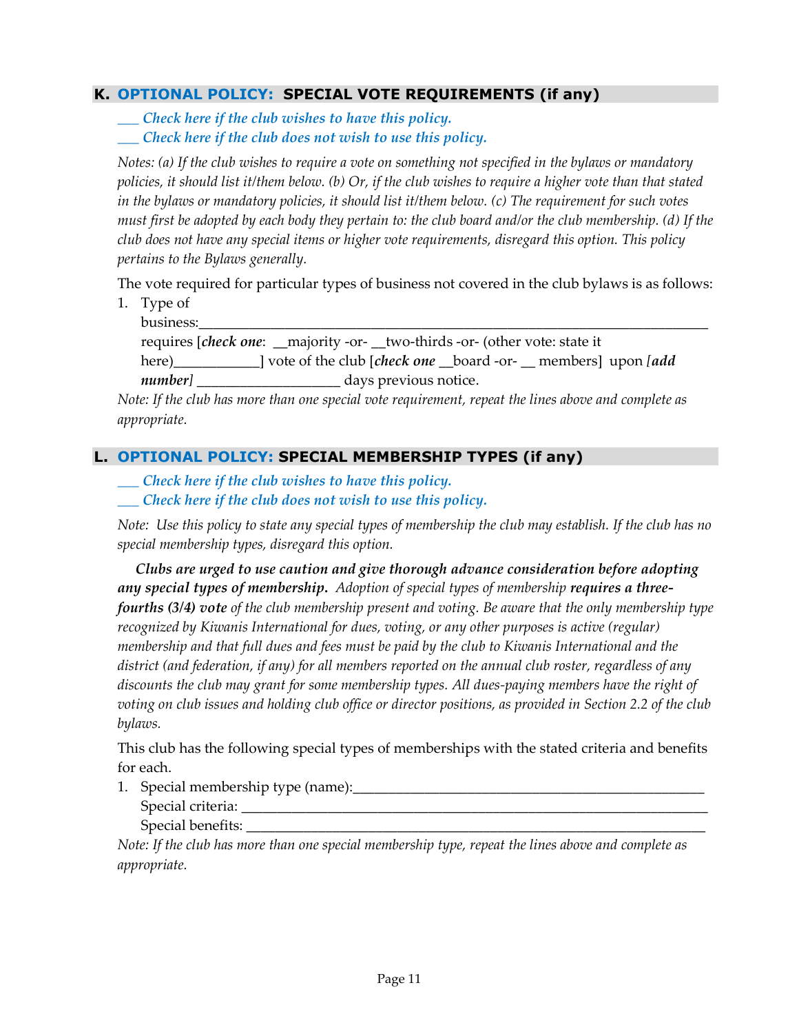## K. OPTIONAL POLICY: SPECIAL VOTE REQUIREMENTS (if any)

*___ Check here if the club wishes to have this policy.*
*___ Check here if the club does not wish to use this policy.*

*Notes: (a) If the club wishes to require a vote on something not specified in the bylaws or mandatory policies, it should list it/them below. (b) Or, if the club wishes to require a higher vote than that stated in the bylaws or mandatory policies, it should list it/them below. (c) The requirement for such votes must first be adopted by each body they pertain to: the club board and/or the club membership. (d) If the club does not have any special items or higher vote requirements, disregard this option. This policy pertains to the Bylaws generally.*

The vote required for particular types of business not covered in the club bylaws is as follows:

1. Type of business:_______________________________________________________________
   requires [***check one***: __majority -or- __two-thirds -or- (other vote: state it here)___________] vote of the club [***check one*** __board -or- __ members] upon ***[add number]*** __________________ days previous notice.

*Note: If the club has more than one special vote requirement, repeat the lines above and complete as appropriate.*

## L. OPTIONAL POLICY: SPECIAL MEMBERSHIP TYPES (if any)

*___ Check here if the club wishes to have this policy.*
*___ Check here if the club does not wish to use this policy.*

*Note: Use this policy to state any special types of membership the club may establish. If the club has no special membership types, disregard this option.*

***Clubs are urged to use caution and give thorough advance consideration before adopting any special types of membership.*** *Adoption of special types of membership* ***requires a three-fourths (3/4) vote*** *of the club membership present and voting. Be aware that the only membership type recognized by Kiwanis International for dues, voting, or any other purposes is active (regular) membership and that full dues and fees must be paid by the club to Kiwanis International and the district (and federation, if any) for all members reported on the annual club roster, regardless of any discounts the club may grant for some membership types. All dues-paying members have the right of voting on club issues and holding club office or director positions, as provided in Section 2.2 of the club bylaws.*

This club has the following special types of memberships with the stated criteria and benefits for each.

1. Special membership type (name):_______________________________________________
   Special criteria: ________________________________________________________________
   Special benefits: _______________________________________________________________

*Note: If the club has more than one special membership type, repeat the lines above and complete as appropriate.*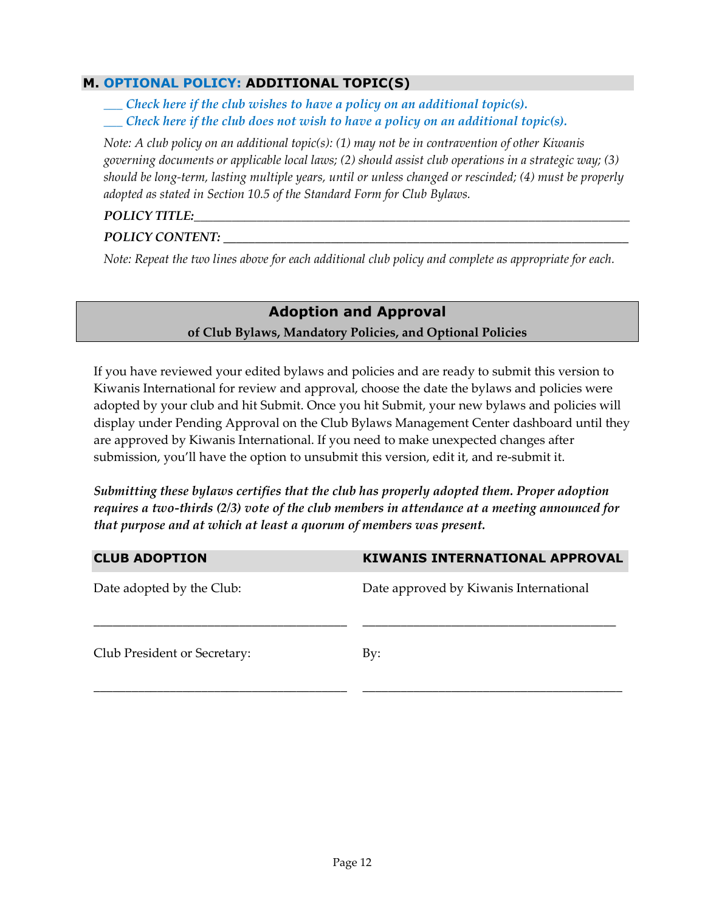## M. OPTIONAL POLICY: ADDITIONAL TOPIC(S)

*___ Check here if the club wishes to have a policy on an additional topic(s).*
*___ Check here if the club does not wish to have a policy on an additional topic(s).*

*Note: A club policy on an additional topic(s): (1) may not be in contravention of other Kiwanis governing documents or applicable local laws; (2) should assist club operations in a strategic way; (3) should be long-term, lasting multiple years, until or unless changed or rescinded; (4) must be properly adopted as stated in Section 10.5 of the Standard Form for Club Bylaws.*

***POLICY TITLE:***_______________________________________________________________________

***POLICY CONTENT:*** ____________________________________________________________________

*Note: Repeat the two lines above for each additional club policy and complete as appropriate for each.*

## Adoption and Approval

**of Club Bylaws, Mandatory Policies, and Optional Policies**

If you have reviewed your edited bylaws and policies and are ready to submit this version to Kiwanis International for review and approval, choose the date the bylaws and policies were adopted by your club and hit Submit. Once you hit Submit, your new bylaws and policies will display under Pending Approval on the Club Bylaws Management Center dashboard until they are approved by Kiwanis International. If you need to make unexpected changes after submission, you'll have the option to unsubmit this version, edit it, and re-submit it.

***Submitting these bylaws certifies that the club has properly adopted them. Proper adoption requires a two-thirds (2/3) vote of the club members in attendance at a meeting announced for that purpose and at which at least a quorum of members was present.***

| CLUB ADOPTION | KIWANIS INTERNATIONAL APPROVAL |
|---|---|
| Date adopted by the Club: | Date approved by Kiwanis International |
| _______________________________ | _______________________________ |
| Club President or Secretary: | By: |
| _______________________________ | _______________________________ |